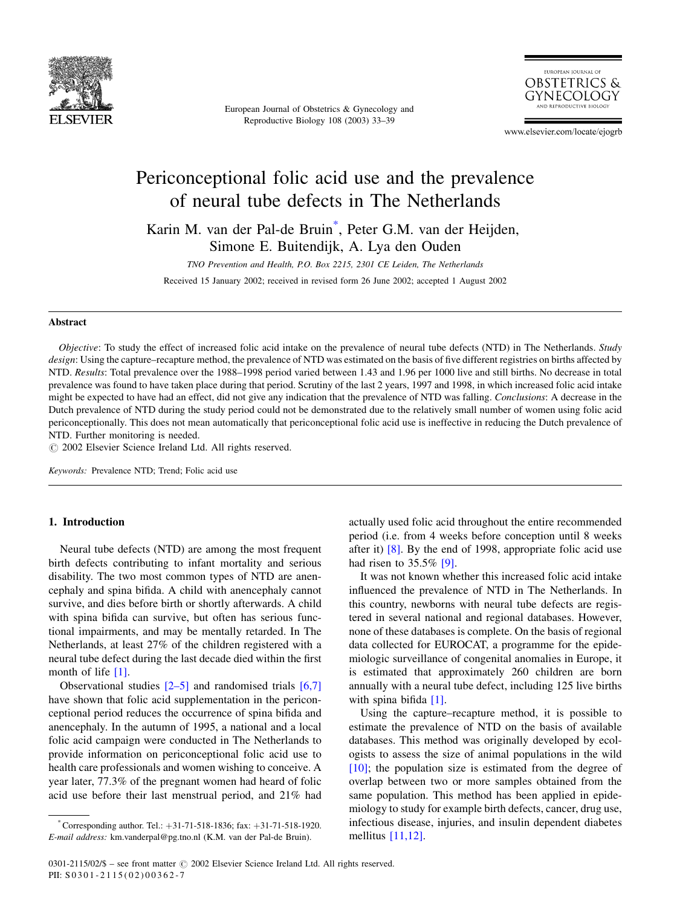# Periconceptional folic acid use and the prevalence of neural tube defects in The Netherlands

Karin M. van der Pal-de Bruin*, Peter G.M. van der Heijden, Simone E. Buitendijk, A. Lya den Ouden

*TNO Prevention and Health, P.O. Box 2215, 2301 CE Leiden, The Netherlands*

Received 15 January 2002; received in revised form 26 June 2002; accepted 1 August 2002

## Abstract

*Objective*: To study the effect of increased folic acid intake on the prevalence of neural tube defects (NTD) in The Netherlands. *Study design*: Using the capture–recapture method, the prevalence of NTD was estimated on the basis of five different registries on births affected by NTD. *Results*: Total prevalence over the 1988–1998 period varied between 1.43 and 1.96 per 1000 live and still births. No decrease in total prevalence was found to have taken place during that period. Scrutiny of the last 2 years, 1997 and 1998, in which increased folic acid intake might be expected to have had an effect, did not give any indication that the prevalence of NTD was falling. *Conclusions*: A decrease in the Dutch prevalence of NTD during the study period could not be demonstrated due to the relatively small number of women using folic acid periconceptionally. This does not mean automatically that periconceptional folic acid use is ineffective in reducing the Dutch prevalence of NTD. Further monitoring is needed.

© 2002 Elsevier Science Ireland Ltd. All rights reserved.

*Keywords:* Prevalence NTD; Trend; Folic acid use

## 1. Introduction

Neural tube defects (NTD) are among the most frequent birth defects contributing to infant mortality and serious disability. The two most common types of NTD are anencephaly and spina bifida. A child with anencephaly cannot survive, and dies before birth or shortly afterwards. A child with spina bifida can survive, but often has serious functional impairments, and may be mentally retarded. In The Netherlands, at least 27% of the children registered with a neural tube defect during the last decade died within the first month of life [1].

Observational studies [2–5] and randomised trials [6,7] have shown that folic acid supplementation in the periconceptional period reduces the occurrence of spina bifida and anencephaly. In the autumn of 1995, a national and a local folic acid campaign were conducted in The Netherlands to provide information on periconceptional folic acid use to health care professionals and women wishing to conceive. A year later, 77.3% of the pregnant women had heard of folic acid use before their last menstrual period, and 21% had actually used folic acid throughout the entire recommended period (i.e. from 4 weeks before conception until 8 weeks after it) [8]. By the end of 1998, appropriate folic acid use had risen to 35.5% [9].

It was not known whether this increased folic acid intake influenced the prevalence of NTD in The Netherlands. In this country, newborns with neural tube defects are registered in several national and regional databases. However, none of these databases is complete. On the basis of regional data collected for EUROCAT, a programme for the epidemiologic surveillance of congenital anomalies in Europe, it is estimated that approximately 260 children are born annually with a neural tube defect, including 125 live births with spina bifida [1].

Using the capture–recapture method, it is possible to estimate the prevalence of NTD on the basis of available databases. This method was originally developed by ecologists to assess the size of animal populations in the wild [10]; the population size is estimated from the degree of overlap between two or more samples obtained from the same population. This method has been applied in epidemiology to study for example birth defects, cancer, drug use, infectious disease, injuries, and insulin dependent diabetes mellitus [11,12].

* Corresponding author. Tel.: +31-71-518-1836; fax: +31-71-518-1920. *E-mail address:* km.vanderpal@pg.tno.nl (K.M. van der Pal-de Bruin).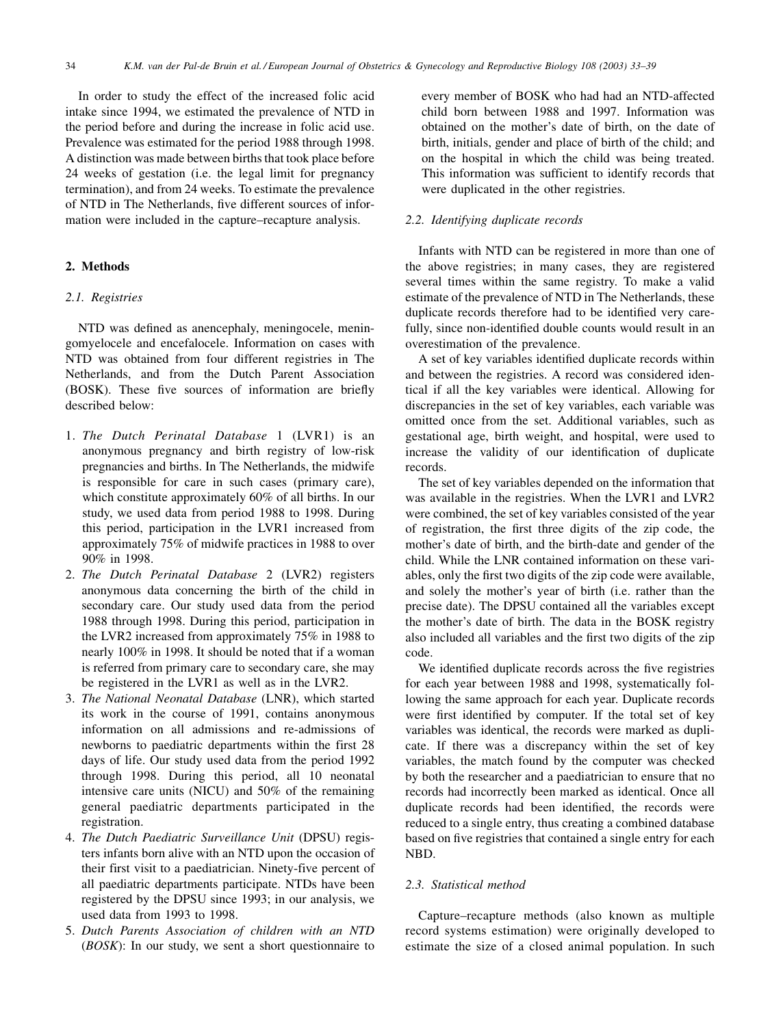In order to study the effect of the increased folic acid intake since 1994, we estimated the prevalence of NTD in the period before and during the increase in folic acid use. Prevalence was estimated for the period 1988 through 1998. A distinction was made between births that took place before 24 weeks of gestation (i.e. the legal limit for pregnancy termination), and from 24 weeks. To estimate the prevalence of NTD in The Netherlands, five different sources of information were included in the capture–recapture analysis.

## 2. Methods

### 2.1. Registries

NTD was defined as anencephaly, meningocele, meningomyelocele and encefalocele. Information on cases with NTD was obtained from four different registries in The Netherlands, and from the Dutch Parent Association (BOSK). These five sources of information are briefly described below:

1. *The Dutch Perinatal Database* 1 (LVR1) is an anonymous pregnancy and birth registry of low-risk pregnancies and births. In The Netherlands, the midwife is responsible for care in such cases (primary care), which constitute approximately 60% of all births. In our study, we used data from period 1988 to 1998. During this period, participation in the LVR1 increased from approximately 75% of midwife practices in 1988 to over 90% in 1998.
2. *The Dutch Perinatal Database* 2 (LVR2) registers anonymous data concerning the birth of the child in secondary care. Our study used data from the period 1988 through 1998. During this period, participation in the LVR2 increased from approximately 75% in 1988 to nearly 100% in 1998. It should be noted that if a woman is referred from primary care to secondary care, she may be registered in the LVR1 as well as in the LVR2.
3. *The National Neonatal Database* (LNR), which started its work in the course of 1991, contains anonymous information on all admissions and re-admissions of newborns to paediatric departments within the first 28 days of life. Our study used data from the period 1992 through 1998. During this period, all 10 neonatal intensive care units (NICU) and 50% of the remaining general paediatric departments participated in the registration.
4. *The Dutch Paediatric Surveillance Unit* (DPSU) registers infants born alive with an NTD upon the occasion of their first visit to a paediatrician. Ninety-five percent of all paediatric departments participate. NTDs have been registered by the DPSU since 1993; in our analysis, we used data from 1993 to 1998.
5. *Dutch Parents Association of children with an NTD* (*BOSK*): In our study, we sent a short questionnaire to every member of BOSK who had had an NTD-affected child born between 1988 and 1997. Information was obtained on the mother's date of birth, on the date of birth, initials, gender and place of birth of the child; and on the hospital in which the child was being treated. This information was sufficient to identify records that were duplicated in the other registries.

### 2.2. Identifying duplicate records

Infants with NTD can be registered in more than one of the above registries; in many cases, they are registered several times within the same registry. To make a valid estimate of the prevalence of NTD in The Netherlands, these duplicate records therefore had to be identified very carefully, since non-identified double counts would result in an overestimation of the prevalence.

A set of key variables identified duplicate records within and between the registries. A record was considered identical if all the key variables were identical. Allowing for discrepancies in the set of key variables, each variable was omitted once from the set. Additional variables, such as gestational age, birth weight, and hospital, were used to increase the validity of our identification of duplicate records.

The set of key variables depended on the information that was available in the registries. When the LVR1 and LVR2 were combined, the set of key variables consisted of the year of registration, the first three digits of the zip code, the mother's date of birth, and the birth-date and gender of the child. While the LNR contained information on these variables, only the first two digits of the zip code were available, and solely the mother's year of birth (i.e. rather than the precise date). The DPSU contained all the variables except the mother's date of birth. The data in the BOSK registry also included all variables and the first two digits of the zip code.

We identified duplicate records across the five registries for each year between 1988 and 1998, systematically following the same approach for each year. Duplicate records were first identified by computer. If the total set of key variables was identical, the records were marked as duplicate. If there was a discrepancy within the set of key variables, the match found by the computer was checked by both the researcher and a paediatrician to ensure that no records had incorrectly been marked as identical. Once all duplicate records had been identified, the records were reduced to a single entry, thus creating a combined database based on five registries that contained a single entry for each NBD.

### 2.3. Statistical method

Capture–recapture methods (also known as multiple record systems estimation) were originally developed to estimate the size of a closed animal population. In such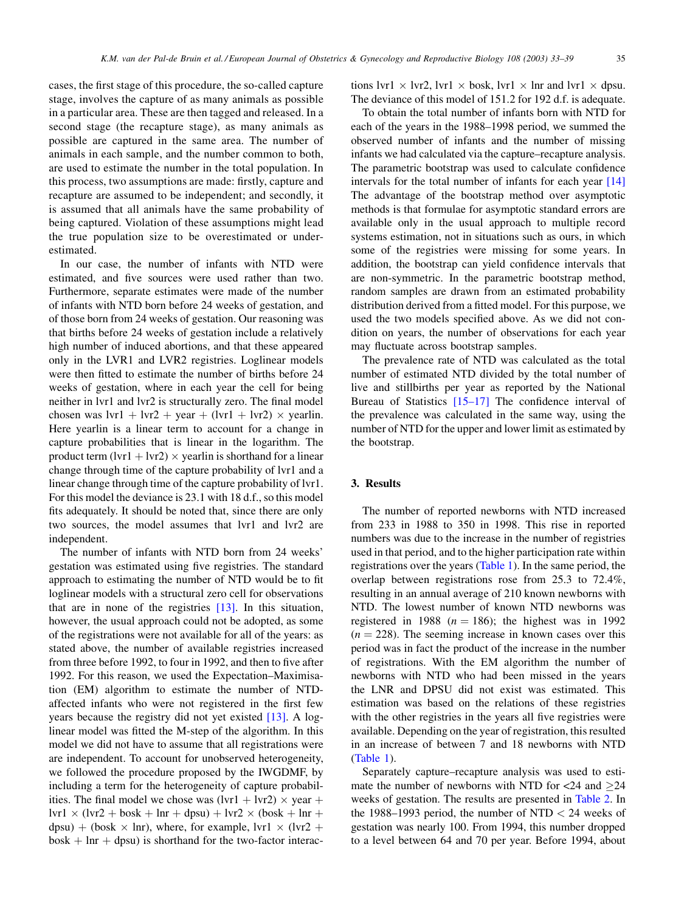cases, the first stage of this procedure, the so-called capture stage, involves the capture of as many animals as possible in a particular area. These are then tagged and released. In a second stage (the recapture stage), as many animals as possible are captured in the same area. The number of animals in each sample, and the number common to both, are used to estimate the number in the total population. In this process, two assumptions are made: firstly, capture and recapture are assumed to be independent; and secondly, it is assumed that all animals have the same probability of being captured. Violation of these assumptions might lead the true population size to be overestimated or underestimated.

In our case, the number of infants with NTD were estimated, and five sources were used rather than two. Furthermore, separate estimates were made of the number of infants with NTD born before 24 weeks of gestation, and of those born from 24 weeks of gestation. Our reasoning was that births before 24 weeks of gestation include a relatively high number of induced abortions, and that these appeared only in the LVR1 and LVR2 registries. Loglinear models were then fitted to estimate the number of births before 24 weeks of gestation, where in each year the cell for being neither in lvr1 and lvr2 is structurally zero. The final model chosen was lvr1 + lvr2 + year + (lvr1 + lvr2) × yearlin. Here yearlin is a linear term to account for a change in capture probabilities that is linear in the logarithm. The product term (lvr1 + lvr2) × yearlin is shorthand for a linear change through time of the capture probability of lvr1 and a linear change through time of the capture probability of lvr1. For this model the deviance is 23.1 with 18 d.f., so this model fits adequately. It should be noted that, since there are only two sources, the model assumes that lvr1 and lvr2 are independent.

The number of infants with NTD born from 24 weeks' gestation was estimated using five registries. The standard approach to estimating the number of NTD would be to fit loglinear models with a structural zero cell for observations that are in none of the registries [13]. In this situation, however, the usual approach could not be adopted, as some of the registrations were not available for all of the years: as stated above, the number of available registries increased from three before 1992, to four in 1992, and then to five after 1992. For this reason, we used the Expectation–Maximisation (EM) algorithm to estimate the number of NTD-affected infants who were not registered in the first few years because the registry did not yet existed [13]. A log-linear model was fitted the M-step of the algorithm. In this model we did not have to assume that all registrations were are independent. To account for unobserved heterogeneity, we followed the procedure proposed by the IWGDMF, by including a term for the heterogeneity of capture probabilities. The final model we chose was (lvr1 + lvr2) × year + lvr1 × (lvr2 + bosk + lnr + dpsu) + lvr2 × (bosk + lnr + dpsu) + (bosk × lnr), where, for example, lvr1 × (lvr2 + bosk + lnr + dpsu) is shorthand for the two-factor interactions lvr1 × lvr2, lvr1 × bosk, lvr1 × lnr and lvr1 × dpsu. The deviance of this model of 151.2 for 192 d.f. is adequate.

To obtain the total number of infants born with NTD for each of the years in the 1988–1998 period, we summed the observed number of infants and the number of missing infants we had calculated via the capture–recapture analysis. The parametric bootstrap was used to calculate confidence intervals for the total number of infants for each year [14] The advantage of the bootstrap method over asymptotic methods is that formulae for asymptotic standard errors are available only in the usual approach to multiple record systems estimation, not in situations such as ours, in which some of the registries were missing for some years. In addition, the bootstrap can yield confidence intervals that are non-symmetric. In the parametric bootstrap method, random samples are drawn from an estimated probability distribution derived from a fitted model. For this purpose, we used the two models specified above. As we did not condition on years, the number of observations for each year may fluctuate across bootstrap samples.

The prevalence rate of NTD was calculated as the total number of estimated NTD divided by the total number of live and stillbirths per year as reported by the National Bureau of Statistics [15–17] The confidence interval of the prevalence was calculated in the same way, using the number of NTD for the upper and lower limit as estimated by the bootstrap.

## 3. Results

The number of reported newborns with NTD increased from 233 in 1988 to 350 in 1998. This rise in reported numbers was due to the increase in the number of registries used in that period, and to the higher participation rate within registrations over the years (Table 1). In the same period, the overlap between registrations rose from 25.3 to 72.4%, resulting in an annual average of 210 known newborns with NTD. The lowest number of known NTD newborns was registered in 1988 ($n = 186$); the highest was in 1992 ($n = 228$). The seeming increase in known cases over this period was in fact the product of the increase in the number of registrations. With the EM algorithm the number of newborns with NTD who had been missed in the years the LNR and DPSU did not exist was estimated. This estimation was based on the relations of these registries with the other registries in the years all five registries were available. Depending on the year of registration, this resulted in an increase of between 7 and 18 newborns with NTD (Table 1).

Separately capture–recapture analysis was used to estimate the number of newborns with NTD for <24 and ≥24 weeks of gestation. The results are presented in Table 2. In the 1988–1993 period, the number of NTD < 24 weeks of gestation was nearly 100. From 1994, this number dropped to a level between 64 and 70 per year. Before 1994, about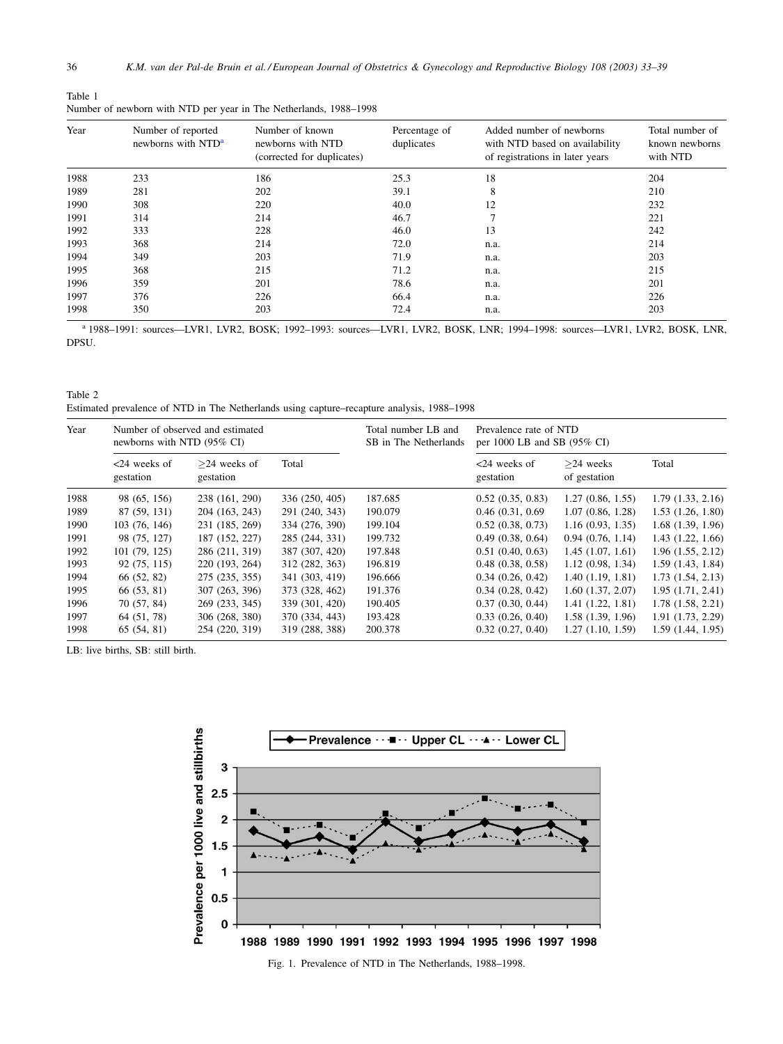Table 1
Number of newborn with NTD per year in The Netherlands, 1988–1998

| Year | Number of reported newborns with NTD[a] | Number of known newborns with NTD (corrected for duplicates) | Percentage of duplicates | Added number of newborns with NTD based on availability of registrations in later years | Total number of known newborns with NTD |
|---|---|---|---|---|---|
| 1988 | 233 | 186 | 25.3 | 18 | 204 |
| 1989 | 281 | 202 | 39.1 | 8 | 210 |
| 1990 | 308 | 220 | 40.0 | 12 | 232 |
| 1991 | 314 | 214 | 46.7 | 7 | 221 |
| 1992 | 333 | 228 | 46.0 | 13 | 242 |
| 1993 | 368 | 214 | 72.0 | n.a. | 214 |
| 1994 | 349 | 203 | 71.9 | n.a. | 203 |
| 1995 | 368 | 215 | 71.2 | n.a. | 215 |
| 1996 | 359 | 201 | 78.6 | n.a. | 201 |
| 1997 | 376 | 226 | 66.4 | n.a. | 226 |
| 1998 | 350 | 203 | 72.4 | n.a. | 203 |

[a] 1988–1991: sources—LVR1, LVR2, BOSK; 1992–1993: sources—LVR1, LVR2, BOSK, LNR; 1994–1998: sources—LVR1, LVR2, BOSK, LNR, DPSU.

Table 2
Estimated prevalence of NTD in The Netherlands using capture–recapture analysis, 1988–1998

| Year | Number of observed and estimated newborns with NTD (95% CI) | | | Total number LB and SB in The Netherlands | Prevalence rate of NTD per 1000 LB and SB (95% CI) | | |
|---|---|---|---|---|---|---|---|
| | <24 weeks of gestation | ≥24 weeks of gestation | Total | | <24 weeks of gestation | ≥24 weeks of gestation | Total |
| 1988 | 98 (65, 156) | 238 (161, 290) | 336 (250, 405) | 187.685 | 0.52 (0.35, 0.83) | 1.27 (0.86, 1.55) | 1.79 (1.33, 2.16) |
| 1989 | 87 (59, 131) | 204 (163, 243) | 291 (240, 343) | 190.079 | 0.46 (0.31, 0.69 | 1.07 (0.86, 1.28) | 1.53 (1.26, 1.80) |
| 1990 | 103 (76, 146) | 231 (185, 269) | 334 (276, 390) | 199.104 | 0.52 (0.38, 0.73) | 1.16 (0.93, 1.35) | 1.68 (1.39, 1.96) |
| 1991 | 98 (75, 127) | 187 (152, 227) | 285 (244, 331) | 199.732 | 0.49 (0.38, 0.64) | 0.94 (0.76, 1.14) | 1.43 (1.22, 1.66) |
| 1992 | 101 (79, 125) | 286 (211, 319) | 387 (307, 420) | 197.848 | 0.51 (0.40, 0.63) | 1.45 (1.07, 1.61) | 1.96 (1.55, 2.12) |
| 1993 | 92 (75, 115) | 220 (193, 264) | 312 (282, 363) | 196.819 | 0.48 (0.38, 0.58) | 1.12 (0.98, 1.34) | 1.59 (1.43, 1.84) |
| 1994 | 66 (52, 82) | 275 (235, 355) | 341 (303, 419) | 196.666 | 0.34 (0.26, 0.42) | 1.40 (1.19, 1.81) | 1.73 (1.54, 2.13) |
| 1995 | 66 (53, 81) | 307 (263, 396) | 373 (328, 462) | 191.376 | 0.34 (0.28, 0.42) | 1.60 (1.37, 2.07) | 1.95 (1.71, 2.41) |
| 1996 | 70 (57, 84) | 269 (233, 345) | 339 (301, 420) | 190.405 | 0.37 (0.30, 0.44) | 1.41 (1.22, 1.81) | 1.78 (1.58, 2.21) |
| 1997 | 64 (51, 78) | 306 (268, 380) | 370 (334, 443) | 193.428 | 0.33 (0.26, 0.40) | 1.58 (1.39, 1.96) | 1.91 (1.73, 2.29) |
| 1998 | 65 (54, 81) | 254 (220, 319) | 319 (288, 388) | 200.378 | 0.32 (0.27, 0.40) | 1.27 (1.10, 1.59) | 1.59 (1.44, 1.95) |

LB: live births, SB: still birth.

Fig. 1. Prevalence of NTD in The Netherlands, 1988–1998.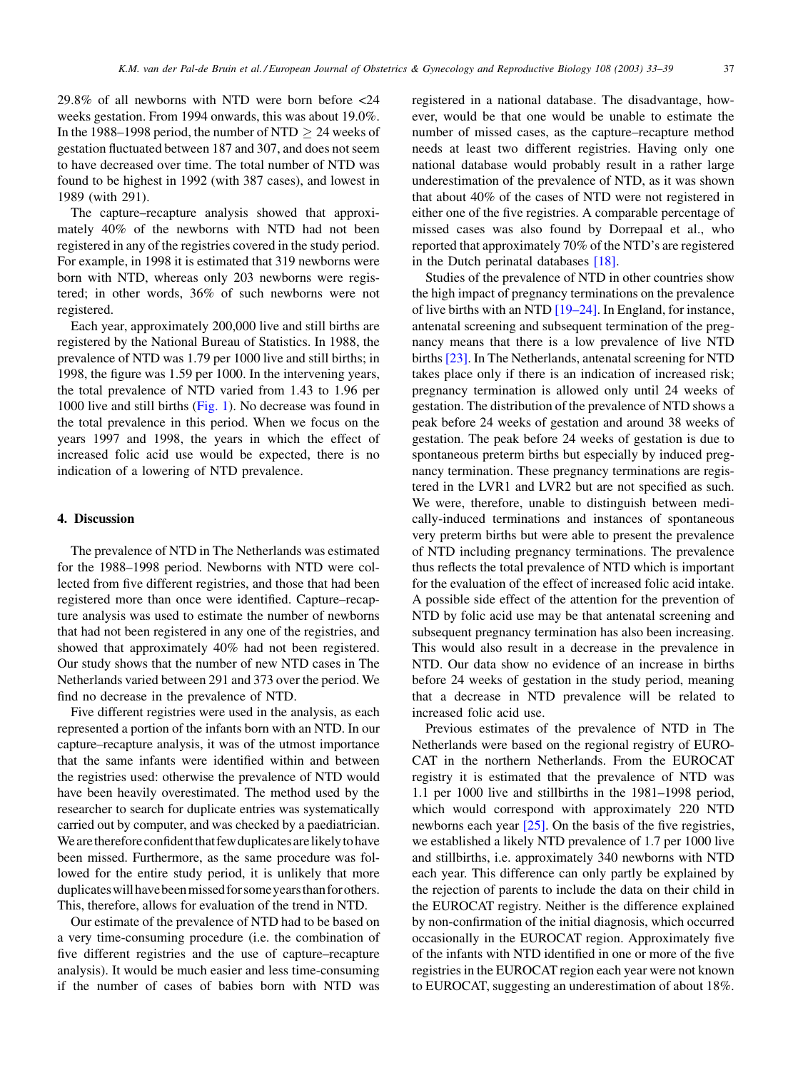29.8% of all newborns with NTD were born before <24 weeks gestation. From 1994 onwards, this was about 19.0%. In the 1988–1998 period, the number of NTD $\geq$ 24 weeks of gestation fluctuated between 187 and 307, and does not seem to have decreased over time. The total number of NTD was found to be highest in 1992 (with 387 cases), and lowest in 1989 (with 291).

The capture–recapture analysis showed that approximately 40% of the newborns with NTD had not been registered in any of the registries covered in the study period. For example, in 1998 it is estimated that 319 newborns were born with NTD, whereas only 203 newborns were registered; in other words, 36% of such newborns were not registered.

Each year, approximately 200,000 live and still births are registered by the National Bureau of Statistics. In 1988, the prevalence of NTD was 1.79 per 1000 live and still births; in 1998, the figure was 1.59 per 1000. In the intervening years, the total prevalence of NTD varied from 1.43 to 1.96 per 1000 live and still births (Fig. 1). No decrease was found in the total prevalence in this period. When we focus on the years 1997 and 1998, the years in which the effect of increased folic acid use would be expected, there is no indication of a lowering of NTD prevalence.

## 4. Discussion

The prevalence of NTD in The Netherlands was estimated for the 1988–1998 period. Newborns with NTD were collected from five different registries, and those that had been registered more than once were identified. Capture–recapture analysis was used to estimate the number of newborns that had not been registered in any one of the registries, and showed that approximately 40% had not been registered. Our study shows that the number of new NTD cases in The Netherlands varied between 291 and 373 over the period. We find no decrease in the prevalence of NTD.

Five different registries were used in the analysis, as each represented a portion of the infants born with an NTD. In our capture–recapture analysis, it was of the utmost importance that the same infants were identified within and between the registries used: otherwise the prevalence of NTD would have been heavily overestimated. The method used by the researcher to search for duplicate entries was systematically carried out by computer, and was checked by a paediatrician. We are therefore confident that few duplicates are likely to have been missed. Furthermore, as the same procedure was followed for the entire study period, it is unlikely that more duplicates will have been missed for some years than for others. This, therefore, allows for evaluation of the trend in NTD.

Our estimate of the prevalence of NTD had to be based on a very time-consuming procedure (i.e. the combination of five different registries and the use of capture–recapture analysis). It would be much easier and less time-consuming if the number of cases of babies born with NTD was registered in a national database. The disadvantage, however, would be that one would be unable to estimate the number of missed cases, as the capture–recapture method needs at least two different registries. Having only one national database would probably result in a rather large underestimation of the prevalence of NTD, as it was shown that about 40% of the cases of NTD were not registered in either one of the five registries. A comparable percentage of missed cases was also found by Dorrepaal et al., who reported that approximately 70% of the NTD's are registered in the Dutch perinatal databases [18].

Studies of the prevalence of NTD in other countries show the high impact of pregnancy terminations on the prevalence of live births with an NTD [19–24]. In England, for instance, antenatal screening and subsequent termination of the pregnancy means that there is a low prevalence of live NTD births [23]. In The Netherlands, antenatal screening for NTD takes place only if there is an indication of increased risk; pregnancy termination is allowed only until 24 weeks of gestation. The distribution of the prevalence of NTD shows a peak before 24 weeks of gestation and around 38 weeks of gestation. The peak before 24 weeks of gestation is due to spontaneous preterm births but especially by induced pregnancy termination. These pregnancy terminations are registered in the LVR1 and LVR2 but are not specified as such. We were, therefore, unable to distinguish between medically-induced terminations and instances of spontaneous very preterm births but were able to present the prevalence of NTD including pregnancy terminations. The prevalence thus reflects the total prevalence of NTD which is important for the evaluation of the effect of increased folic acid intake. A possible side effect of the attention for the prevention of NTD by folic acid use may be that antenatal screening and subsequent pregnancy termination has also been increasing. This would also result in a decrease in the prevalence in NTD. Our data show no evidence of an increase in births before 24 weeks of gestation in the study period, meaning that a decrease in NTD prevalence will be related to increased folic acid use.

Previous estimates of the prevalence of NTD in The Netherlands were based on the regional registry of EUROCAT in the northern Netherlands. From the EUROCAT registry it is estimated that the prevalence of NTD was 1.1 per 1000 live and stillbirths in the 1981–1998 period, which would correspond with approximately 220 NTD newborns each year [25]. On the basis of the five registries, we established a likely NTD prevalence of 1.7 per 1000 live and stillbirths, i.e. approximately 340 newborns with NTD each year. This difference can only partly be explained by the rejection of parents to include the data on their child in the EUROCAT registry. Neither is the difference explained by non-confirmation of the initial diagnosis, which occurred occasionally in the EUROCAT region. Approximately five of the infants with NTD identified in one or more of the five registries in the EUROCAT region each year were not known to EUROCAT, suggesting an underestimation of about 18%.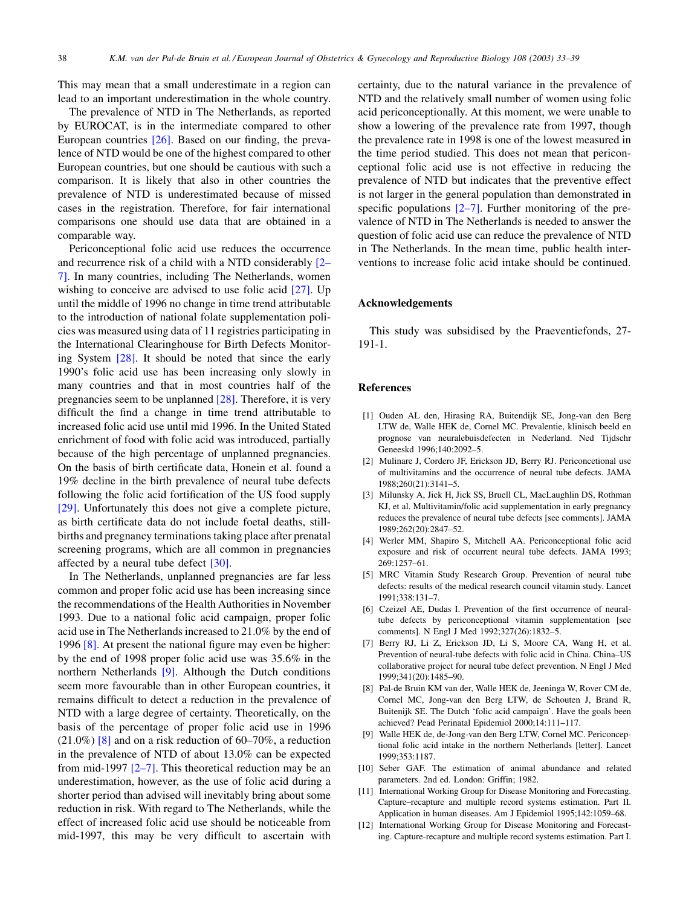This may mean that a small underestimate in a region can lead to an important underestimation in the whole country.

The prevalence of NTD in The Netherlands, as reported by EUROCAT, is in the intermediate compared to other European countries [26]. Based on our finding, the prevalence of NTD would be one of the highest compared to other European countries, but one should be cautious with such a comparison. It is likely that also in other countries the prevalence of NTD is underestimated because of missed cases in the registration. Therefore, for fair international comparisons one should use data that are obtained in a comparable way.

Periconceptional folic acid use reduces the occurrence and recurrence risk of a child with a NTD considerably [2–7]. In many countries, including The Netherlands, women wishing to conceive are advised to use folic acid [27]. Up until the middle of 1996 no change in time trend attributable to the introduction of national folate supplementation policies was measured using data of 11 registries participating in the International Clearinghouse for Birth Defects Monitoring System [28]. It should be noted that since the early 1990's folic acid use has been increasing only slowly in many countries and that in most countries half of the pregnancies seem to be unplanned [28]. Therefore, it is very difficult the find a change in time trend attributable to increased folic acid use until mid 1996. In the United Stated enrichment of food with folic acid was introduced, partially because of the high percentage of unplanned pregnancies. On the basis of birth certificate data, Honein et al. found a 19% decline in the birth prevalence of neural tube defects following the folic acid fortification of the US food supply [29]. Unfortunately this does not give a complete picture, as birth certificate data do not include foetal deaths, stillbirths and pregnancy terminations taking place after prenatal screening programs, which are all common in pregnancies affected by a neural tube defect [30].

In The Netherlands, unplanned pregnancies are far less common and proper folic acid use has been increasing since the recommendations of the Health Authorities in November 1993. Due to a national folic acid campaign, proper folic acid use in The Netherlands increased to 21.0% by the end of 1996 [8]. At present the national figure may even be higher: by the end of 1998 proper folic acid use was 35.6% in the northern Netherlands [9]. Although the Dutch conditions seem more favourable than in other European countries, it remains difficult to detect a reduction in the prevalence of NTD with a large degree of certainty. Theoretically, on the basis of the percentage of proper folic acid use in 1996 (21.0%) [8] and on a risk reduction of 60–70%, a reduction in the prevalence of NTD of about 13.0% can be expected from mid-1997 [2–7]. This theoretical reduction may be an underestimation, however, as the use of folic acid during a shorter period than advised will inevitably bring about some reduction in risk. With regard to The Netherlands, while the effect of increased folic acid use should be noticeable from mid-1997, this may be very difficult to ascertain with certainty, due to the natural variance in the prevalence of NTD and the relatively small number of women using folic acid periconceptionally. At this moment, we were unable to show a lowering of the prevalence rate from 1997, though the prevalence rate in 1998 is one of the lowest measured in the time period studied. This does not mean that periconceptional folic acid use is not effective in reducing the prevalence of NTD but indicates that the preventive effect is not larger in the general population than demonstrated in specific populations [2–7]. Further monitoring of the prevalence of NTD in The Netherlands is needed to answer the question of folic acid use can reduce the prevalence of NTD in The Netherlands. In the mean time, public health interventions to increase folic acid intake should be continued.

## Acknowledgements

This study was subsidised by the Praeventiefonds, 27-191-1.

## References

[1] Ouden AL den, Hirasing RA, Buitendijk SE, Jong-van den Berg LTW de, Walle HEK de, Cornel MC. Prevalentie, klinisch beeld en prognose van neuralebuisdefecten in Nederland. Ned Tijdschr Geneeskd 1996;140:2092–5.

[2] Mulinare J, Cordero JF, Erickson JD, Berry RJ. Periconcetional use of multivitamins and the occurrence of neural tube defects. JAMA 1988;260(21):3141–5.

[3] Milunsky A, Jick H, Jick SS, Bruell CL, MacLaughlin DS, Rothman KJ, et al. Multivitamin/folic acid supplementation in early pregnancy reduces the prevalence of neural tube defects [see comments]. JAMA 1989;262(20):2847–52.

[4] Werler MM, Shapiro S, Mitchell AA. Periconceptional folic acid exposure and risk of occurrent neural tube defects. JAMA 1993; 269:1257–61.

[5] MRC Vitamin Study Research Group. Prevention of neural tube defects: results of the medical research council vitamin study. Lancet 1991;338:131–7.

[6] Czeizel AE, Dudas I. Prevention of the first occurrence of neural-tube defects by periconceptional vitamin supplementation [see comments]. N Engl J Med 1992;327(26):1832–5.

[7] Berry RJ, Li Z, Erickson JD, Li S, Moore CA, Wang H, et al. Prevention of neural-tube defects with folic acid in China. China–US collaborative project for neural tube defect prevention. N Engl J Med 1999;341(20):1485–90.

[8] Pal-de Bruin KM van der, Walle HEK de, Jeeninga W, Rover CM de, Cornel MC, Jong-van den Berg LTW, de Schouten J, Brand R, Buitenijk SE. The Dutch 'folic acid campaign'. Have the goals been achieved? Pead Perinatal Epidemiol 2000;14:111–117.

[9] Walle HEK de, de-Jong-van den Berg LTW, Cornel MC. Periconceptional folic acid intake in the northern Netherlands [letter]. Lancet 1999;353:1187.

[10] Seber GAF. The estimation of animal abundance and related parameters. 2nd ed. London: Griffin; 1982.

[11] International Working Group for Disease Monitoring and Forecasting. Capture–recapture and multiple record systems estimation. Part II. Application in human diseases. Am J Epidemiol 1995;142:1059–68.

[12] International Working Group for Disease Monitoring and Forecasting. Capture-recapture and multiple record systems estimation. Part I.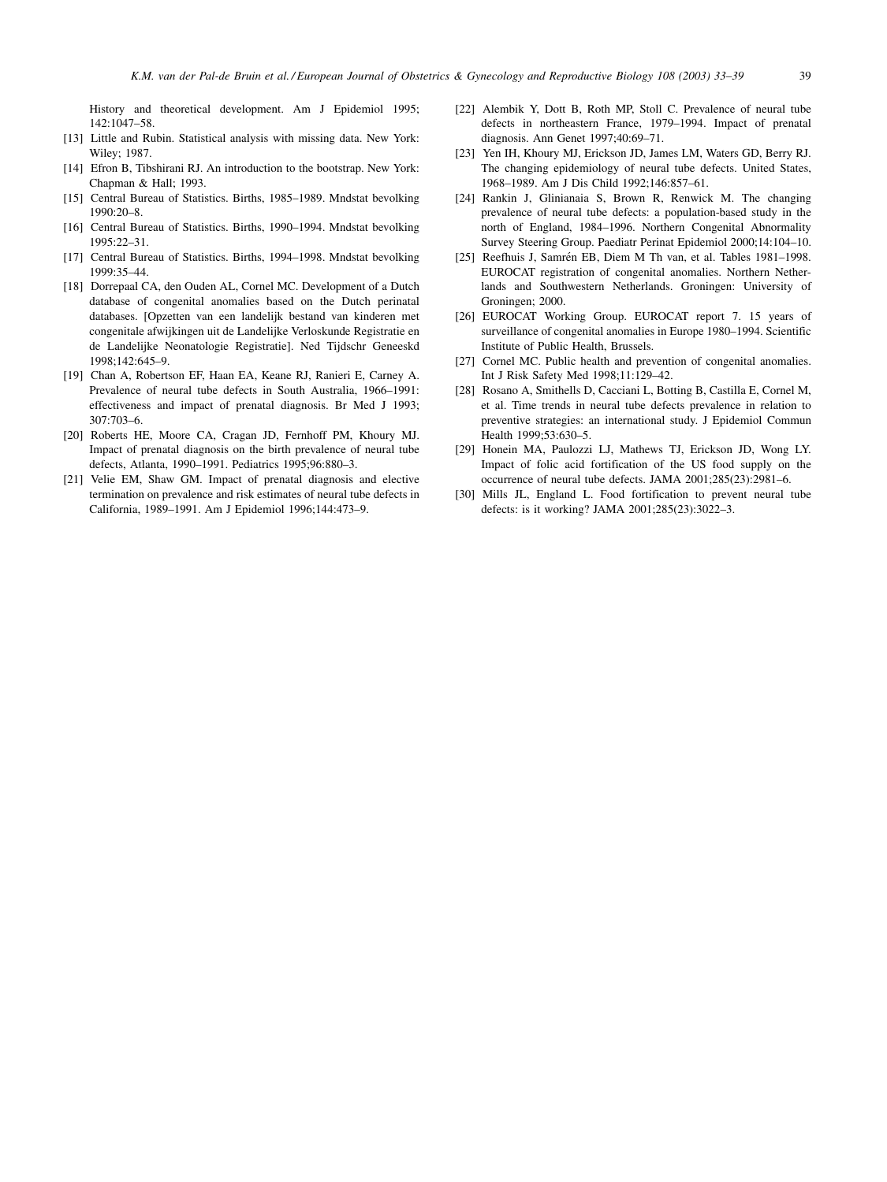History and theoretical development. Am J Epidemiol 1995; 142:1047–58.

[13] Little and Rubin. Statistical analysis with missing data. New York: Wiley; 1987.

[14] Efron B, Tibshirani RJ. An introduction to the bootstrap. New York: Chapman & Hall; 1993.

[15] Central Bureau of Statistics. Births, 1985–1989. Mndstat bevolking 1990:20–8.

[16] Central Bureau of Statistics. Births, 1990–1994. Mndstat bevolking 1995:22–31.

[17] Central Bureau of Statistics. Births, 1994–1998. Mndstat bevolking 1999:35–44.

[18] Dorrepaal CA, den Ouden AL, Cornel MC. Development of a Dutch database of congenital anomalies based on the Dutch perinatal databases. [Opzetten van een landelijk bestand van kinderen met congenitale afwijkingen uit de Landelijke Verloskunde Registratie en de Landelijke Neonatologie Registratie]. Ned Tijdschr Geneeskd 1998;142:645–9.

[19] Chan A, Robertson EF, Haan EA, Keane RJ, Ranieri E, Carney A. Prevalence of neural tube defects in South Australia, 1966–1991: effectiveness and impact of prenatal diagnosis. Br Med J 1993; 307:703–6.

[20] Roberts HE, Moore CA, Cragan JD, Fernhoff PM, Khoury MJ. Impact of prenatal diagnosis on the birth prevalence of neural tube defects, Atlanta, 1990–1991. Pediatrics 1995;96:880–3.

[21] Velie EM, Shaw GM. Impact of prenatal diagnosis and elective termination on prevalence and risk estimates of neural tube defects in California, 1989–1991. Am J Epidemiol 1996;144:473–9.

[22] Alembik Y, Dott B, Roth MP, Stoll C. Prevalence of neural tube defects in northeastern France, 1979–1994. Impact of prenatal diagnosis. Ann Genet 1997;40:69–71.

[23] Yen IH, Khoury MJ, Erickson JD, James LM, Waters GD, Berry RJ. The changing epidemiology of neural tube defects. United States, 1968–1989. Am J Dis Child 1992;146:857–61.

[24] Rankin J, Glinianaia S, Brown R, Renwick M. The changing prevalence of neural tube defects: a population-based study in the north of England, 1984–1996. Northern Congenital Abnormality Survey Steering Group. Paediatr Perinat Epidemiol 2000;14:104–10.

[25] Reefhuis J, Samrén EB, Diem M Th van, et al. Tables 1981–1998. EUROCAT registration of congenital anomalies. Northern Netherlands and Southwestern Netherlands. Groningen: University of Groningen; 2000.

[26] EUROCAT Working Group. EUROCAT report 7. 15 years of surveillance of congenital anomalies in Europe 1980–1994. Scientific Institute of Public Health, Brussels.

[27] Cornel MC. Public health and prevention of congenital anomalies. Int J Risk Safety Med 1998;11:129–42.

[28] Rosano A, Smithells D, Cacciani L, Botting B, Castilla E, Cornel M, et al. Time trends in neural tube defects prevalence in relation to preventive strategies: an international study. J Epidemiol Commun Health 1999;53:630–5.

[29] Honein MA, Paulozzi LJ, Mathews TJ, Erickson JD, Wong LY. Impact of folic acid fortification of the US food supply on the occurrence of neural tube defects. JAMA 2001;285(23):2981–6.

[30] Mills JL, England L. Food fortification to prevent neural tube defects: is it working? JAMA 2001;285(23):3022–3.